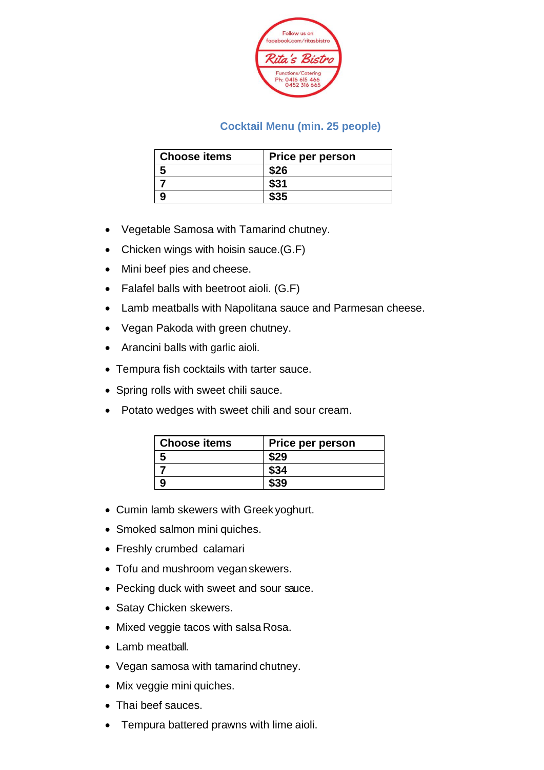Follow us on facebook.com/ritasbistro

Rita's Bistro

Functions/Catering
Ph: 0416 615 466
0452 316 665

## Cocktail Menu (min. 25 people)

| Choose items | Price per person |
|---|---|
| 5 | $26 |
| 7 | $31 |
| 9 | $35 |

- Vegetable Samosa with Tamarind chutney.
- Chicken wings with hoisin sauce.(G.F)
- Mini beef pies and cheese.
- Falafel balls with beetroot aioli. (G.F)
- Lamb meatballs with Napolitana sauce and Parmesan cheese.
- Vegan Pakoda with green chutney.
- Arancini balls with garlic aioli.
- Tempura fish cocktails with tarter sauce.
- Spring rolls with sweet chili sauce.
- Potato wedges with sweet chili and sour cream.

| Choose items | Price per person |
|---|---|
| 5 | $29 |
| 7 | $34 |
| 9 | $39 |

- Cumin lamb skewers with Greek yoghurt.
- Smoked salmon mini quiches.
- Freshly crumbed calamari
- Tofu and mushroom vegan skewers.
- Pecking duck with sweet and sour sauce.
- Satay Chicken skewers.
- Mixed veggie tacos with salsa Rosa.
- Lamb meatball.
- Vegan samosa with tamarind chutney.
- Mix veggie mini quiches.
- Thai beef sauces.
- Tempura battered prawns with lime aioli.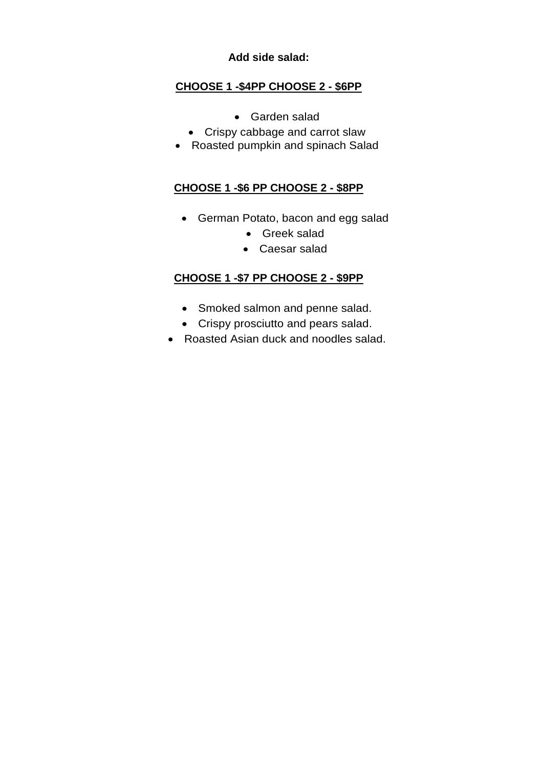**Add side salad:**

**CHOOSE 1 -$4PP CHOOSE 2 - $6PP**

- Garden salad
- Crispy cabbage and carrot slaw
- Roasted pumpkin and spinach Salad

**CHOOSE 1 -$6 PP CHOOSE 2 - $8PP**

- German Potato, bacon and egg salad
- Greek salad
- Caesar salad

**CHOOSE 1 -$7 PP CHOOSE 2 - $9PP**

- Smoked salmon and penne salad.
- Crispy prosciutto and pears salad.
- Roasted Asian duck and noodles salad.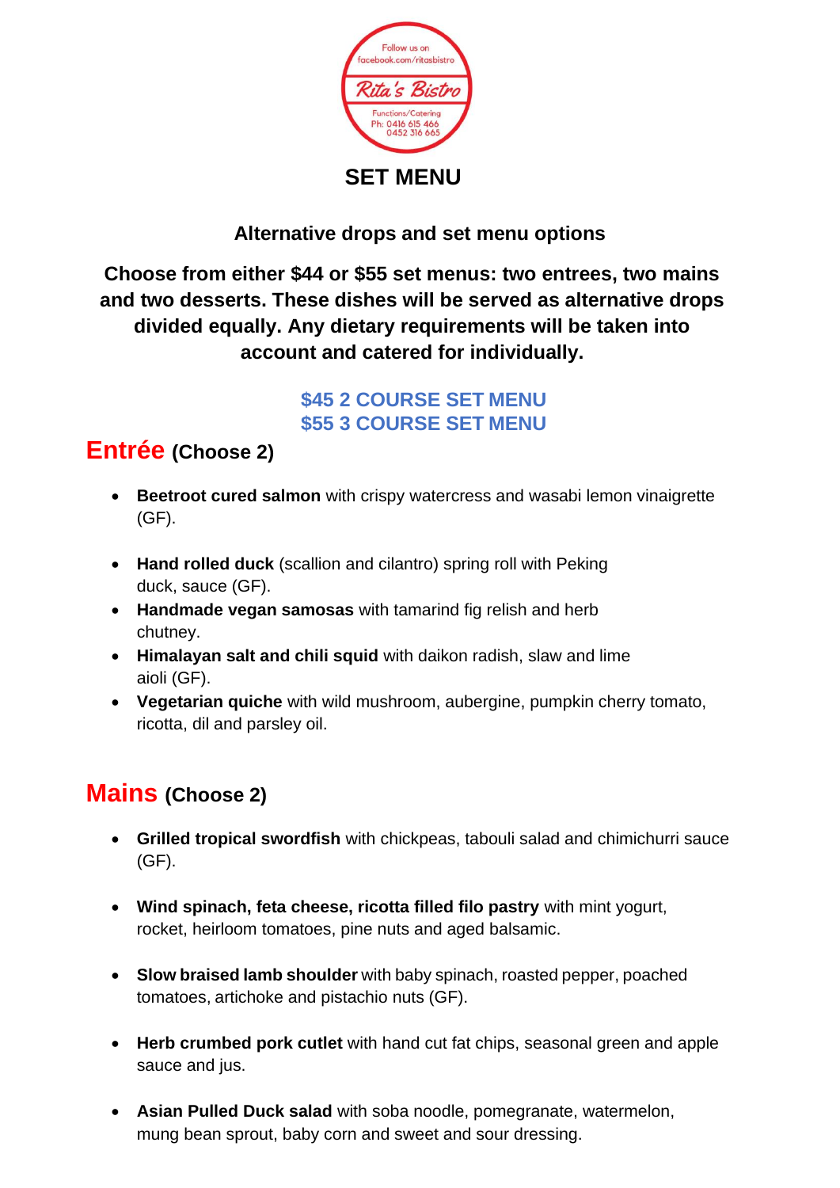Follow us on facebook.com/ritasbistro

Rita's Bistro

Functions/Catering
Ph: 0416 615 466
0452 316 665

# SET MENU

**Alternative drops and set menu options**

**Choose from either $44 or $55 set menus: two entrees, two mains and two desserts. These dishes will be served as alternative drops divided equally. Any dietary requirements will be taken into account and catered for individually.**

**$45 2 COURSE SET MENU**
**$55 3 COURSE SET MENU**

## Entrée (Choose 2)

- **Beetroot cured salmon** with crispy watercress and wasabi lemon vinaigrette (GF).
- **Hand rolled duck** (scallion and cilantro) spring roll with Peking duck, sauce (GF).
- **Handmade vegan samosas** with tamarind fig relish and herb chutney.
- **Himalayan salt and chili squid** with daikon radish, slaw and lime aioli (GF).
- **Vegetarian quiche** with wild mushroom, aubergine, pumpkin cherry tomato, ricotta, dil and parsley oil.

## Mains (Choose 2)

- **Grilled tropical swordfish** with chickpeas, tabouli salad and chimichurri sauce (GF).
- **Wind spinach, feta cheese, ricotta filled filo pastry** with mint yogurt, rocket, heirloom tomatoes, pine nuts and aged balsamic.
- **Slow braised lamb shoulder** with baby spinach, roasted pepper, poached tomatoes, artichoke and pistachio nuts (GF).
- **Herb crumbed pork cutlet** with hand cut fat chips, seasonal green and apple sauce and jus.
- **Asian Pulled Duck salad** with soba noodle, pomegranate, watermelon, mung bean sprout, baby corn and sweet and sour dressing.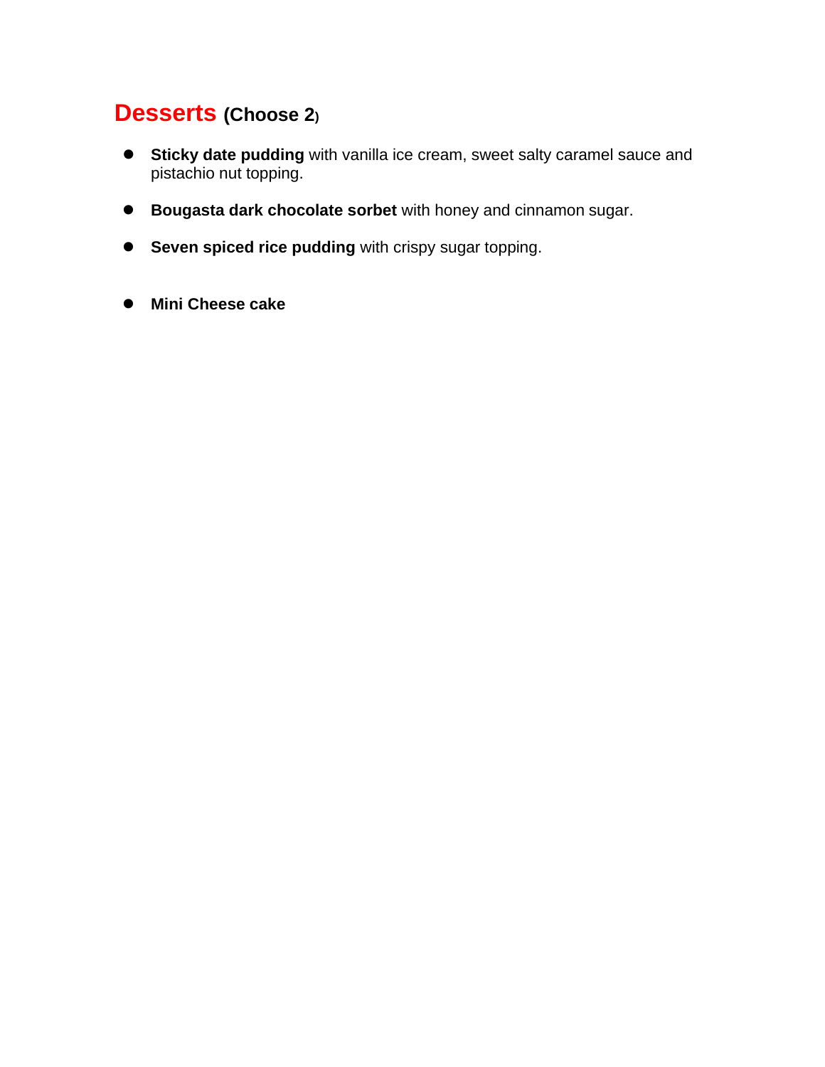## Desserts **(Choose 2)**

- **Sticky date pudding** with vanilla ice cream, sweet salty caramel sauce and pistachio nut topping.
- **Bougasta dark chocolate sorbet** with honey and cinnamon sugar.
- **Seven spiced rice pudding** with crispy sugar topping.
- **Mini Cheese cake**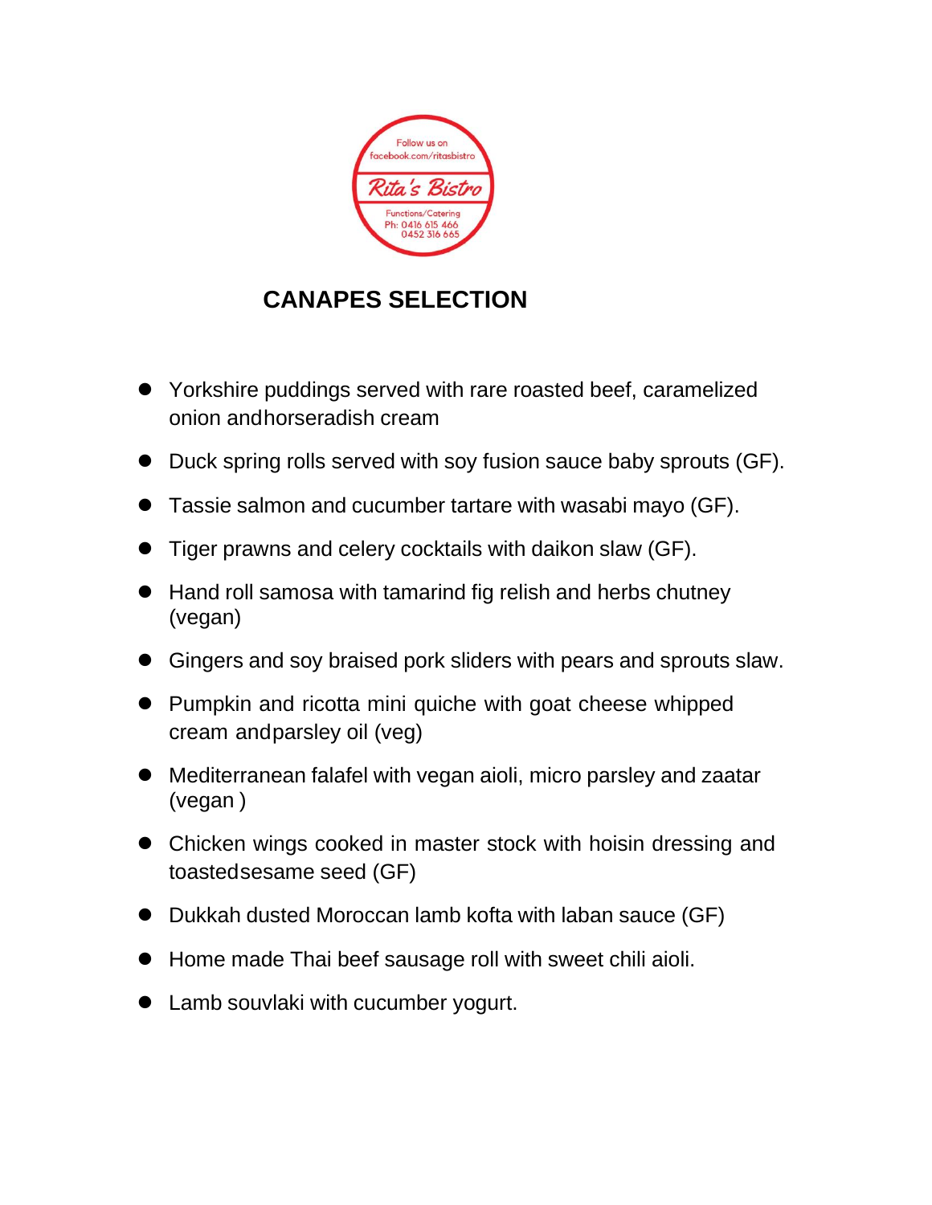Follow us on facebook.com/ritasbistro

Rita's Bistro

Functions/Catering
Ph: 0416 615 466
0452 316 665

# CANAPES SELECTION

- Yorkshire puddings served with rare roasted beef, caramelized onion and horseradish cream
- Duck spring rolls served with soy fusion sauce baby sprouts (GF).
- Tassie salmon and cucumber tartare with wasabi mayo (GF).
- Tiger prawns and celery cocktails with daikon slaw (GF).
- Hand roll samosa with tamarind fig relish and herbs chutney (vegan)
- Gingers and soy braised pork sliders with pears and sprouts slaw.
- Pumpkin and ricotta mini quiche with goat cheese whipped cream and parsley oil (veg)
- Mediterranean falafel with vegan aioli, micro parsley and zaatar (vegan )
- Chicken wings cooked in master stock with hoisin dressing and toasted sesame seed (GF)
- Dukkah dusted Moroccan lamb kofta with laban sauce (GF)
- Home made Thai beef sausage roll with sweet chili aioli.
- Lamb souvlaki with cucumber yogurt.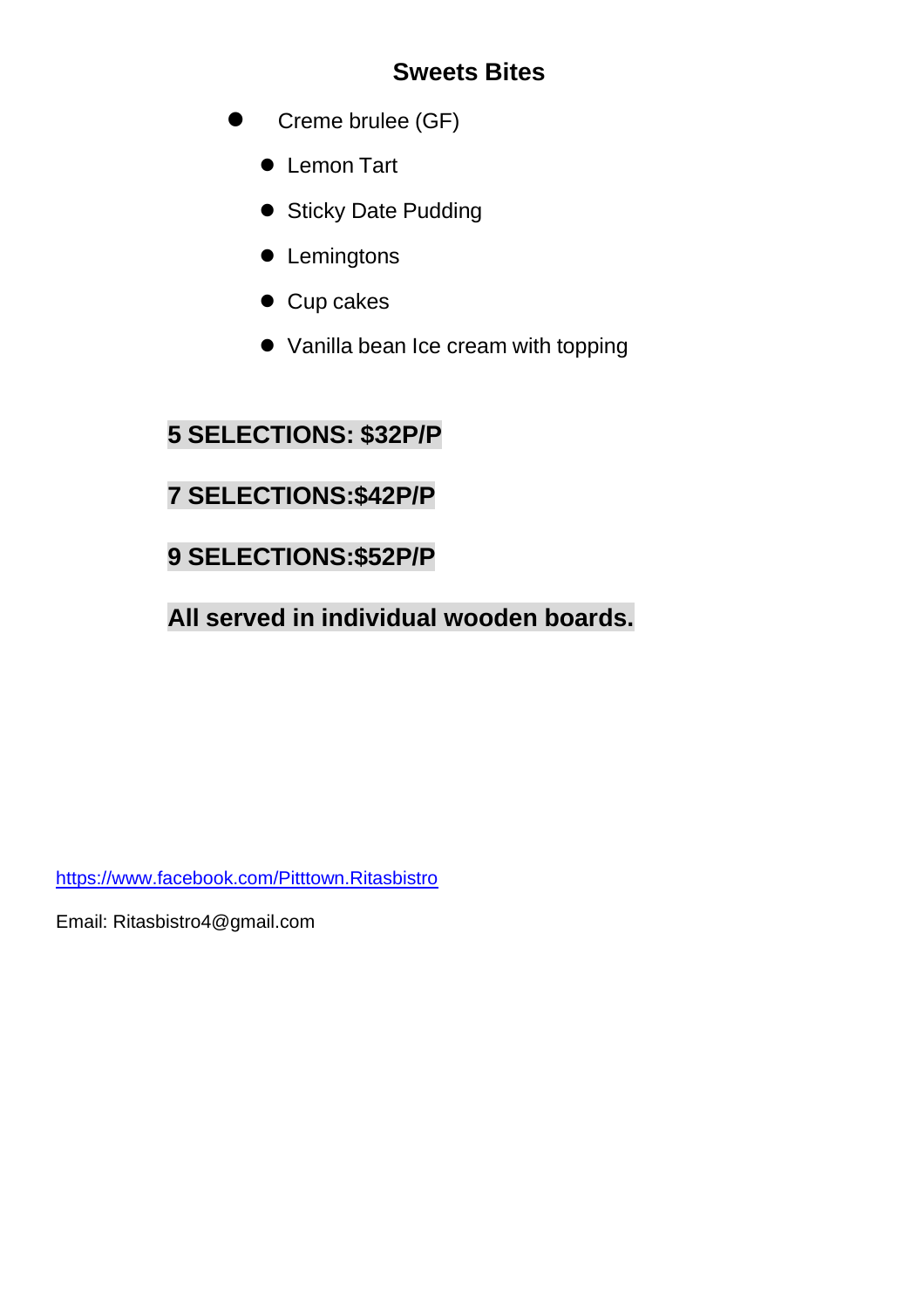## Sweets Bites

- Creme brulee (GF)
- Lemon Tart
- Sticky Date Pudding
- Lemingtons
- Cup cakes
- Vanilla bean Ice cream with topping

**5 SELECTIONS: $32P/P**

**7 SELECTIONS:$42P/P**

**9 SELECTIONS:$52P/P**

**All served in individual wooden boards.**

https://www.facebook.com/Pitttown.Ritasbistro

Email: Ritasbistro4@gmail.com